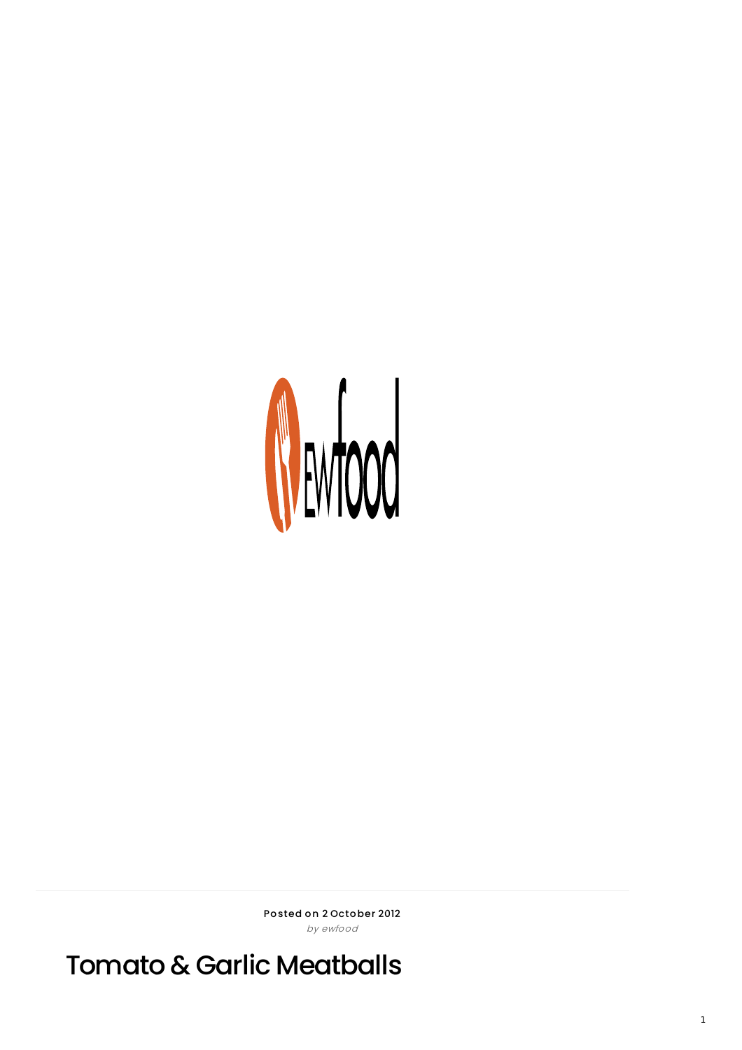Posted on 2 October 2012

*by ewfood*

# Tomato & Garlic Meatballs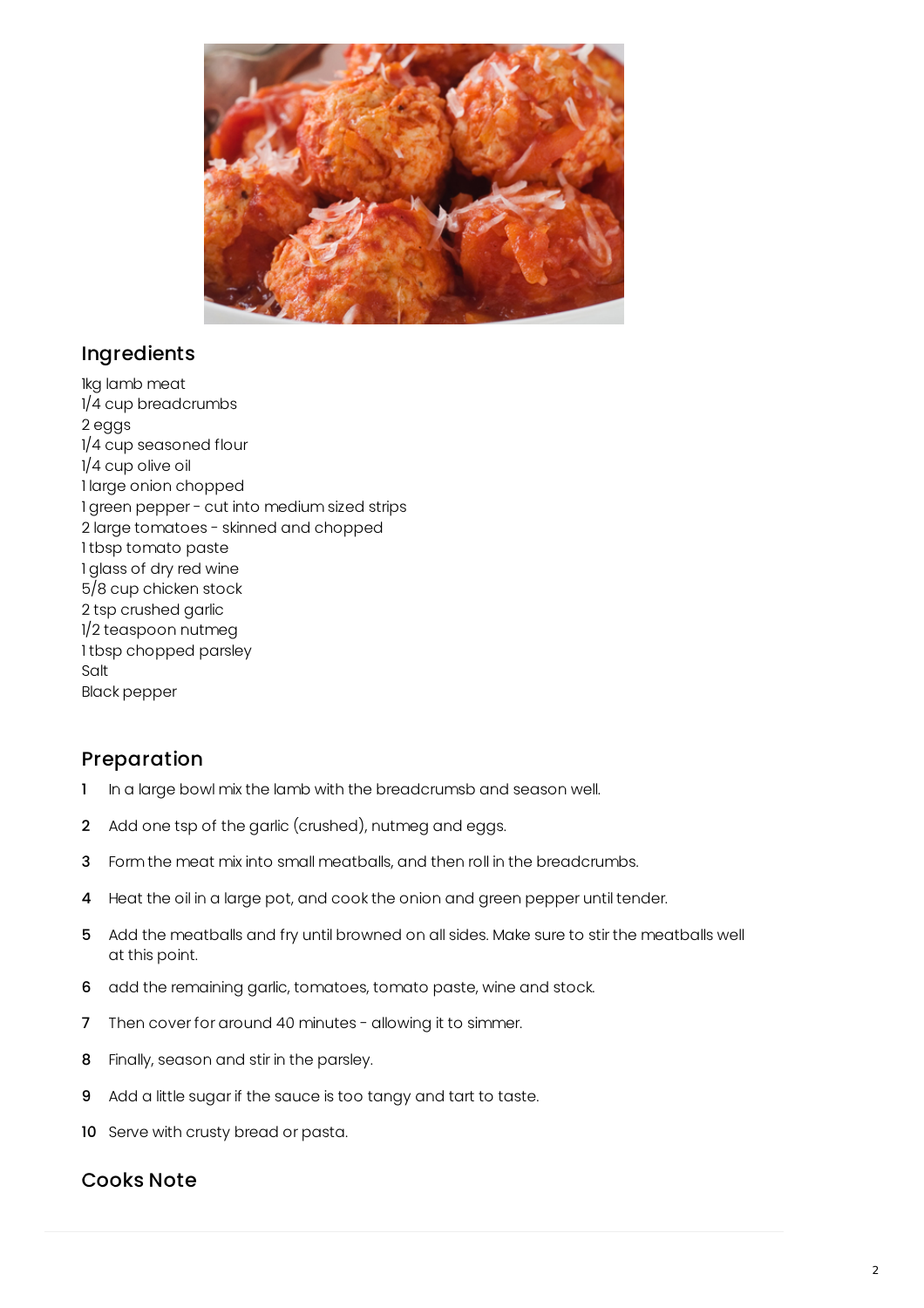## Ingredients

1kg lamb meat
1/4 cup breadcrumbs
2 eggs
1/4 cup seasoned flour
1/4 cup olive oil
1 large onion chopped
1 green pepper - cut into medium sized strips
2 large tomatoes - skinned and chopped
1 tbsp tomato paste
1 glass of dry red wine
5/8 cup chicken stock
2 tsp crushed garlic
1/2 teaspoon nutmeg
1 tbsp chopped parsley
Salt
Black pepper

## Preparation

1. In a large bowl mix the lamb with the breadcrumsb and season well.
2. Add one tsp of the garlic (crushed), nutmeg and eggs.
3. Form the meat mix into small meatballs, and then roll in the breadcrumbs.
4. Heat the oil in a large pot, and cook the onion and green pepper until tender.
5. Add the meatballs and fry until browned on all sides. Make sure to stir the meatballs well at this point.
6. add the remaining garlic, tomatoes, tomato paste, wine and stock.
7. Then cover for around 40 minutes - allowing it to simmer.
8. Finally, season and stir in the parsley.
9. Add a little sugar if the sauce is too tangy and tart to taste.
10. Serve with crusty bread or pasta.

## Cooks Note